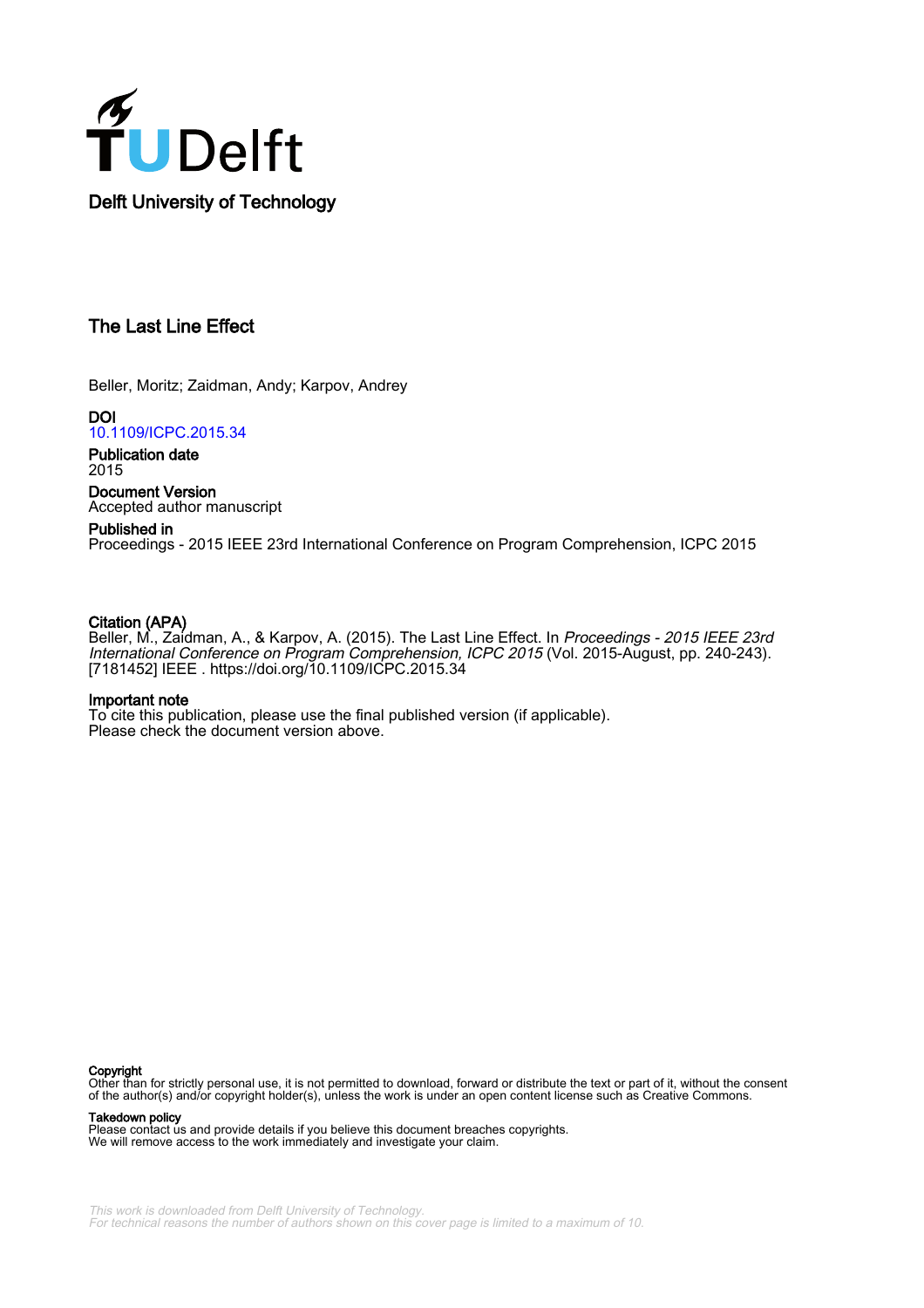Delft University of Technology

# The Last Line Effect

Beller, Moritz; Zaidman, Andy; Karpov, Andrey

**DOI**
10.1109/ICPC.2015.34

**Publication date**
2015

**Document Version**
Accepted author manuscript

**Published in**
Proceedings - 2015 IEEE 23rd International Conference on Program Comprehension, ICPC 2015

**Citation (APA)**
Beller, M., Zaidman, A., & Karpov, A. (2015). The Last Line Effect. In *Proceedings - 2015 IEEE 23rd International Conference on Program Comprehension, ICPC 2015* (Vol. 2015-August, pp. 240-243). [7181452] IEEE . https://doi.org/10.1109/ICPC.2015.34

**Important note**
To cite this publication, please use the final published version (if applicable).
Please check the document version above.

**Copyright**
Other than for strictly personal use, it is not permitted to download, forward or distribute the text or part of it, without the consent of the author(s) and/or copyright holder(s), unless the work is under an open content license such as Creative Commons.

**Takedown policy**
Please contact us and provide details if you believe this document breaches copyrights.
We will remove access to the work immediately and investigate your claim.

*This work is downloaded from Delft University of Technology.*
*For technical reasons the number of authors shown on this cover page is limited to a maximum of 10.*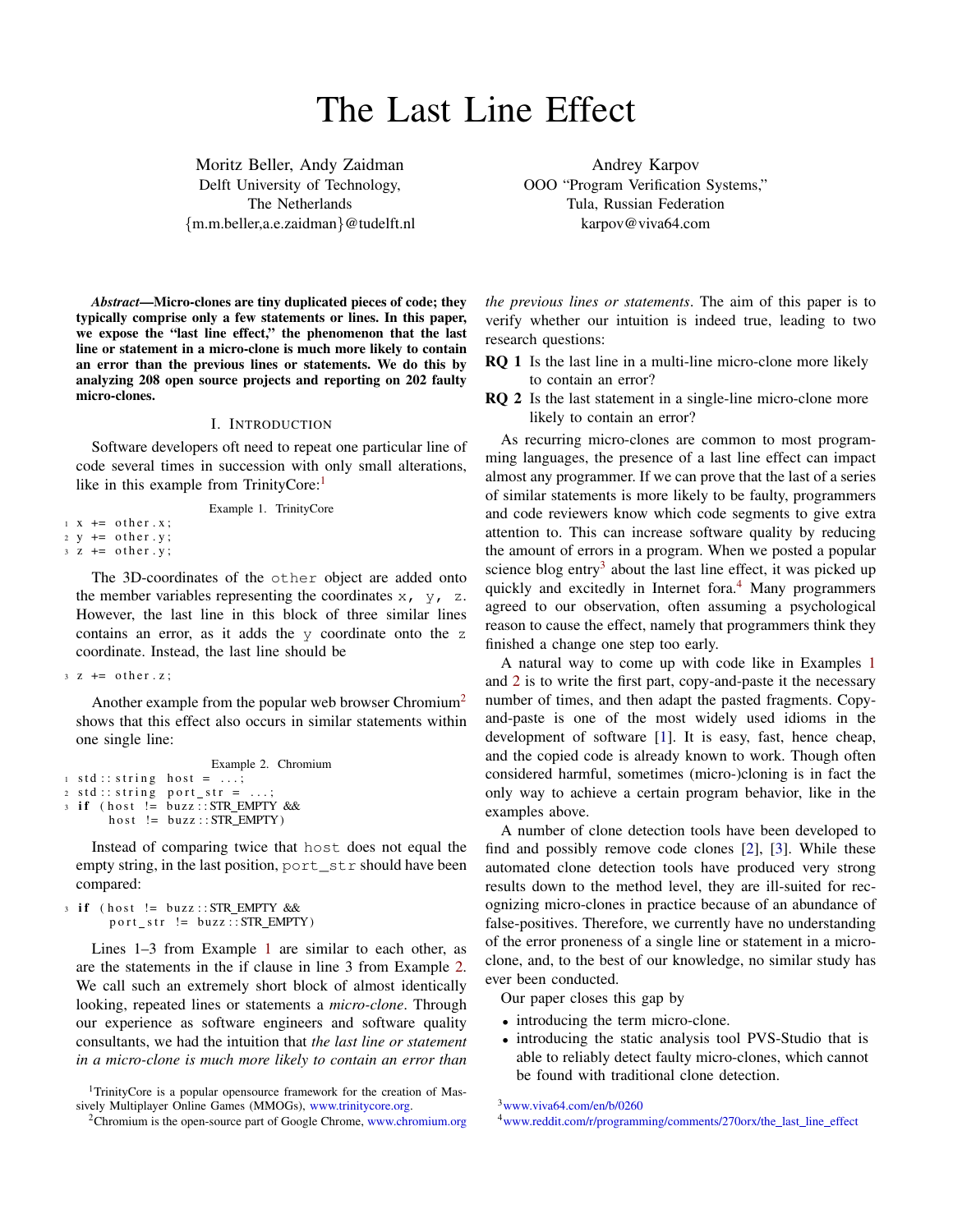# The Last Line Effect

Moritz Beller, Andy Zaidman
Delft University of Technology,
The Netherlands
{m.m.beller,a.e.zaidman}@tudelft.nl

Andrey Karpov
OOO "Program Verification Systems,"
Tula, Russian Federation
karpov@viva64.com

***Abstract*—Micro-clones are tiny duplicated pieces of code; they typically comprise only a few statements or lines. In this paper, we expose the "last line effect," the phenomenon that the last line or statement in a micro-clone is much more likely to contain an error than the previous lines or statements. We do this by analyzing 208 open source projects and reporting on 202 faulty micro-clones.**

## I. Introduction

Software developers oft need to repeat one particular line of code several times in succession with only small alterations, like in this example from TrinityCore:[1]

Example 1. TrinityCore

```
1 x += other.x;
2 y += other.y;
3 z += other.y;
```

The 3D-coordinates of the `other` object are added onto the member variables representing the coordinates `x, y, z`. However, the last line in this block of three similar lines contains an error, as it adds the `y` coordinate onto the `z` coordinate. Instead, the last line should be

```
3 z += other.z;
```

Another example from the popular web browser Chromium[2] shows that this effect also occurs in similar statements within one single line:

Example 2. Chromium

```
1 std::string host = ...;
2 std::string port_str = ...;
3 if (host != buzz::STR_EMPTY &&
      host != buzz::STR_EMPTY)
```

Instead of comparing twice that `host` does not equal the empty string, in the last position, `port_str` should have been compared:

```
3 if (host != buzz::STR_EMPTY &&
      port_str != buzz::STR_EMPTY)
```

Lines 1–3 from Example 1 are similar to each other, as are the statements in the if clause in line 3 from Example 2. We call such an extremely short block of almost identically looking, repeated lines or statements a *micro-clone*. Through our experience as software engineers and software quality consultants, we had the intuition that *the last line or statement in a micro-clone is much more likely to contain an error than the previous lines or statements*. The aim of this paper is to verify whether our intuition is indeed true, leading to two research questions:

**RQ 1** Is the last line in a multi-line micro-clone more likely to contain an error?

**RQ 2** Is the last statement in a single-line micro-clone more likely to contain an error?

As recurring micro-clones are common to most programming languages, the presence of a last line effect can impact almost any programmer. If we can prove that the last of a series of similar statements is more likely to be faulty, programmers and code reviewers know which code segments to give extra attention to. This can increase software quality by reducing the amount of errors in a program. When we posted a popular science blog entry[3] about the last line effect, it was picked up quickly and excitedly in Internet fora.[4] Many programmers agreed to our observation, often assuming a psychological reason to cause the effect, namely that programmers think they finished a change one step too early.

A natural way to come up with code like in Examples 1 and 2 is to write the first part, copy-and-paste it the necessary number of times, and then adapt the pasted fragments. Copy-and-paste is one of the most widely used idioms in the development of software [1]. It is easy, fast, hence cheap, and the copied code is already known to work. Though often considered harmful, sometimes (micro-)cloning is in fact the only way to achieve a certain program behavior, like in the examples above.

A number of clone detection tools have been developed to find and possibly remove code clones [2], [3]. While these automated clone detection tools have produced very strong results down to the method level, they are ill-suited for recognizing micro-clones in practice because of an abundance of false-positives. Therefore, we currently have no understanding of the error proneness of a single line or statement in a micro-clone, and, to the best of our knowledge, no similar study has ever been conducted.

Our paper closes this gap by

- introducing the term micro-clone.
- introducing the static analysis tool PVS-Studio that is able to reliably detect faulty micro-clones, which cannot be found with traditional clone detection.

[1] TrinityCore is a popular opensource framework for the creation of Massively Multiplayer Online Games (MMOGs), www.trinitycore.org.

[2] Chromium is the open-source part of Google Chrome, www.chromium.org

[3] www.viva64.com/en/b/0260

[4] www.reddit.com/r/programming/comments/270orx/the_last_line_effect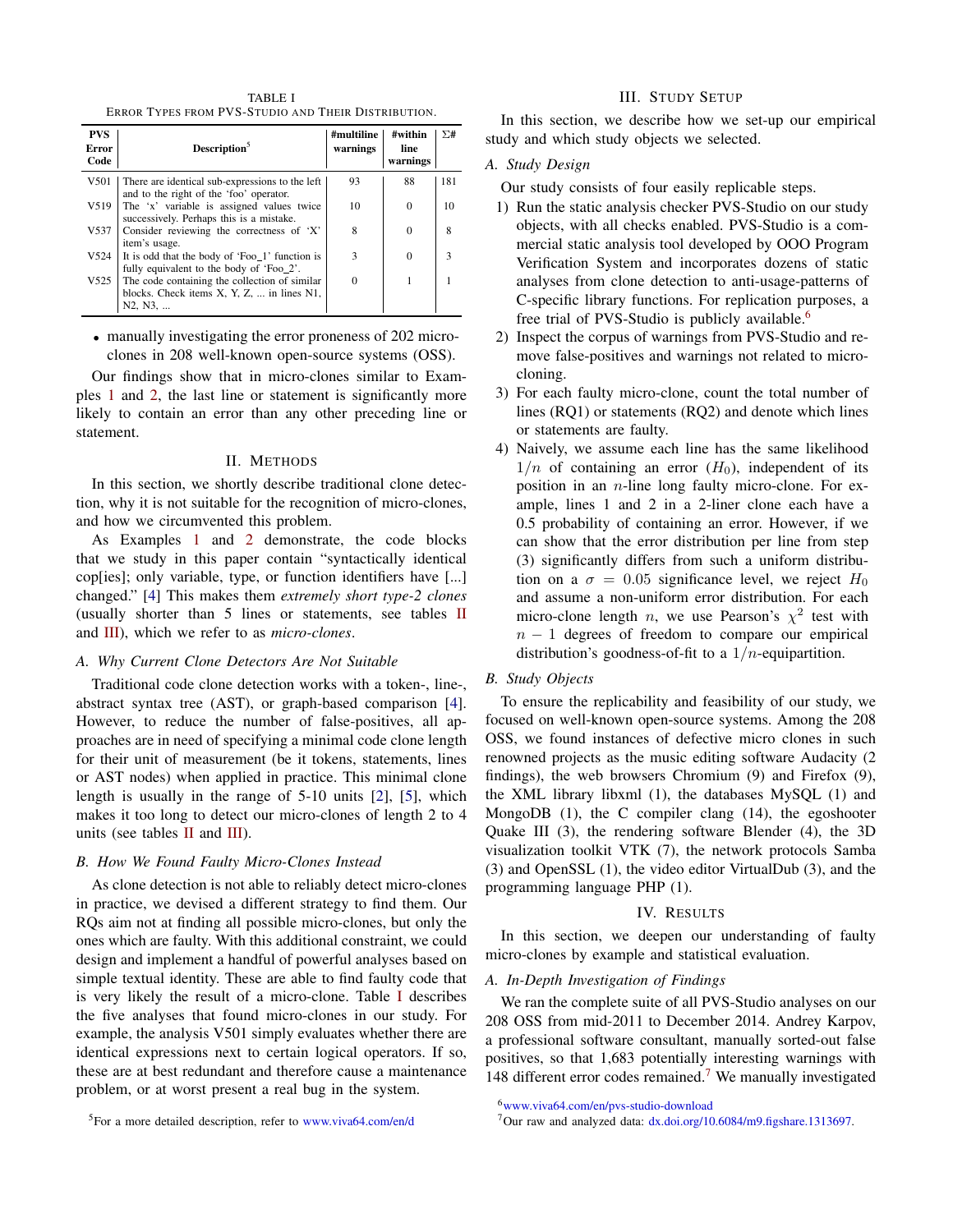TABLE I
ERROR TYPES FROM PVS-STUDIO AND THEIR DISTRIBUTION.

| PVS Error Code | Description[5] | #multiline warnings | #within line warnings | Σ# |
|---|---|---|---|---|
| V501 | There are identical sub-expressions to the left and to the right of the 'foo' operator. | 93 | 88 | 181 |
| V519 | The 'x' variable is assigned values twice successively. Perhaps this is a mistake. | 10 | 0 | 10 |
| V537 | Consider reviewing the correctness of 'X' item's usage. | 8 | 0 | 8 |
| V524 | It is odd that the body of 'Foo_1' function is fully equivalent to the body of 'Foo_2'. | 3 | 0 | 3 |
| V525 | The code containing the collection of similar blocks. Check items X, Y, Z, ... in lines N1, N2, N3, ... | 0 | 1 | 1 |

- manually investigating the error proneness of 202 micro-clones in 208 well-known open-source systems (OSS).

Our findings show that in micro-clones similar to Examples 1 and 2, the last line or statement is significantly more likely to contain an error than any other preceding line or statement.

## II. METHODS

In this section, we shortly describe traditional clone detection, why it is not suitable for the recognition of micro-clones, and how we circumvented this problem.

As Examples 1 and 2 demonstrate, the code blocks that we study in this paper contain "syntactically identical cop[ies]; only variable, type, or function identifiers have [...] changed." [4] This makes them *extremely short type-2 clones* (usually shorter than 5 lines or statements, see tables II and III), which we refer to as *micro-clones*.

### A. Why Current Clone Detectors Are Not Suitable

Traditional code clone detection works with a token-, line-, abstract syntax tree (AST), or graph-based comparison [4]. However, to reduce the number of false-positives, all approaches are in need of specifying a minimal code clone length for their unit of measurement (be it tokens, statements, lines or AST nodes) when applied in practice. This minimal clone length is usually in the range of 5-10 units [2], [5], which makes it too long to detect our micro-clones of length 2 to 4 units (see tables II and III).

### B. How We Found Faulty Micro-Clones Instead

As clone detection is not able to reliably detect micro-clones in practice, we devised a different strategy to find them. Our RQs aim not at finding all possible micro-clones, but only the ones which are faulty. With this additional constraint, we could design and implement a handful of powerful analyses based on simple textual identity. These are able to find faulty code that is very likely the result of a micro-clone. Table I describes the five analyses that found micro-clones in our study. For example, the analysis V501 simply evaluates whether there are identical expressions next to certain logical operators. If so, these are at best redundant and therefore cause a maintenance problem, or at worst present a real bug in the system.

[5]For a more detailed description, refer to www.viva64.com/en/d

## III. STUDY SETUP

In this section, we describe how we set-up our empirical study and which study objects we selected.

### A. Study Design

Our study consists of four easily replicable steps.

1) Run the static analysis checker PVS-Studio on our study objects, with all checks enabled. PVS-Studio is a commercial static analysis tool developed by OOO Program Verification System and incorporates dozens of static analyses from clone detection to anti-usage-patterns of C-specific library functions. For replication purposes, a free trial of PVS-Studio is publicly available.[6]
2) Inspect the corpus of warnings from PVS-Studio and remove false-positives and warnings not related to micro-cloning.
3) For each faulty micro-clone, count the total number of lines (RQ1) or statements (RQ2) and denote which lines or statements are faulty.
4) Naively, we assume each line has the same likelihood $1/n$ of containing an error ($H_0$), independent of its position in an $n$-line long faulty micro-clone. For example, lines 1 and 2 in a 2-liner clone each have a 0.5 probability of containing an error. However, if we can show that the error distribution per line from step (3) significantly differs from such a uniform distribution on a $\sigma = 0.05$ significance level, we reject $H_0$ and assume a non-uniform error distribution. For each micro-clone length $n$, we use Pearson's $\chi^2$ test with $n - 1$ degrees of freedom to compare our empirical distribution's goodness-of-fit to a $1/n$-equipartition.

### B. Study Objects

To ensure the replicability and feasibility of our study, we focused on well-known open-source systems. Among the 208 OSS, we found instances of defective micro clones in such renowned projects as the music editing software Audacity (2 findings), the web browsers Chromium (9) and Firefox (9), the XML library libxml (1), the databases MySQL (1) and MongoDB (1), the C compiler clang (14), the egoshooter Quake III (3), the rendering software Blender (4), the 3D visualization toolkit VTK (7), the network protocols Samba (3) and OpenSSL (1), the video editor VirtualDub (3), and the programming language PHP (1).

## IV. RESULTS

In this section, we deepen our understanding of faulty micro-clones by example and statistical evaluation.

### A. In-Depth Investigation of Findings

We ran the complete suite of all PVS-Studio analyses on our 208 OSS from mid-2011 to December 2014. Andrey Karpov, a professional software consultant, manually sorted-out false positives, so that 1,683 potentially interesting warnings with 148 different error codes remained.[7] We manually investigated

[6]www.viva64.com/en/pvs-studio-download

[7]Our raw and analyzed data: dx.doi.org/10.6084/m9.figshare.1313697.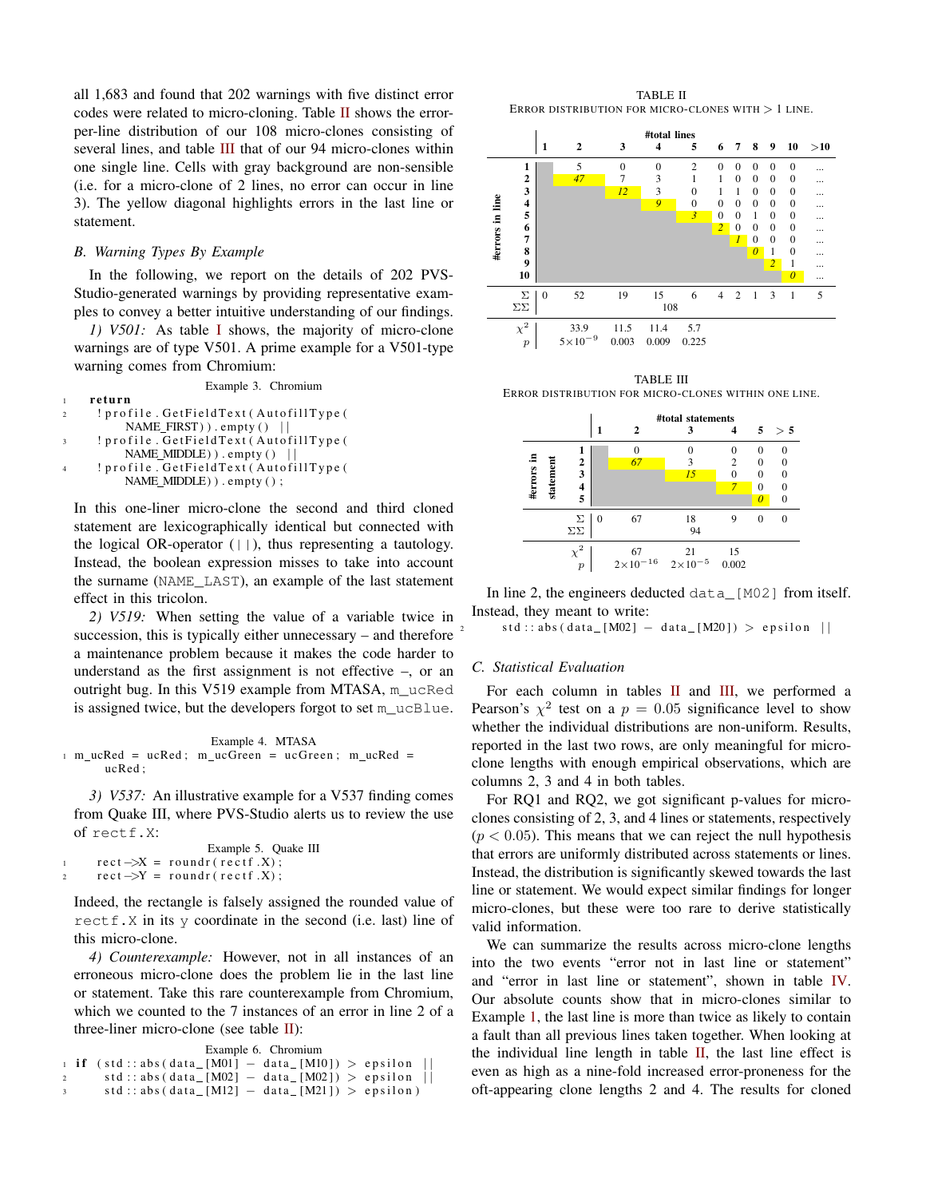all 1,683 and found that 202 warnings with five distinct error codes were related to micro-cloning. Table II shows the error-per-line distribution of our 108 micro-clones consisting of several lines, and table III that of our 94 micro-clones within one single line. Cells with gray background are non-sensible (i.e. for a micro-clone of 2 lines, no error can occur in line 3). The yellow diagonal highlights errors in the last line or statement.

### B. Warning Types By Example

In the following, we report on the details of 202 PVS-Studio-generated warnings by providing representative examples to convey a better intuitive understanding of our findings.

*1) V501:* As table I shows, the majority of micro-clone warnings are of type V501. A prime example for a V501-type warning comes from Chromium:

Example 3. Chromium

```
1  return
2    !profile.GetFieldText(AutofillType(
         NAME_FIRST)).empty() ||
3    !profile.GetFieldText(AutofillType(
         NAME_MIDDLE)).empty() ||
4    !profile.GetFieldText(AutofillType(
         NAME_MIDDLE)).empty();
```

In this one-liner micro-clone the second and third cloned statement are lexicographically identical but connected with the logical OR-operator (`||`), thus representing a tautology. Instead, the boolean expression misses to take into account the surname (`NAME_LAST`), an example of the last statement effect in this tricolon.

*2) V519:* When setting the value of a variable twice in succession, this is typically either unnecessary – and therefore a maintenance problem because it makes the code harder to understand as the first assignment is not effective –, or an outright bug. In this V519 example from MTASA, `m_ucRed` is assigned twice, but the developers forgot to set `m_ucBlue`.

Example 4. MTASA

```
1 m_ucRed = ucRed; m_ucGreen = ucGreen; m_ucRed =
     ucRed;
```

*3) V537:* An illustrative example for a V537 finding comes from Quake III, where PVS-Studio alerts us to review the use of `rectf.X`:

Example 5. Quake III

```
1   rect->X = roundr(rectf.X);
2   rect->Y = roundr(rectf.X);
```

Indeed, the rectangle is falsely assigned the rounded value of `rectf.X` in its `y` coordinate in the second (i.e. last) line of this micro-clone.

*4) Counterexample:* However, not in all instances of an erroneous micro-clone does the problem lie in the last line or statement. Take this rare counterexample from Chromium, which we counted to the 7 instances of an error in line 2 of a three-liner micro-clone (see table II):

Example 6. Chromium

```
1 if (std::abs(data_[M01] - data_[M10]) > epsilon ||
2     std::abs(data_[M02] - data_[M02]) > epsilon ||
3     std::abs(data_[M12] - data_[M21]) > epsilon)
```

TABLE II
ERROR DISTRIBUTION FOR MICRO-CLONES WITH > 1 LINE.

| #errors in line \ #total lines | 1 | 2 | 3 | 4 | 5 | 6 | 7 | 8 | 9 | 10 | >10 |
|---|---|---|---|---|---|---|---|---|---|---|---|
| 1 | | 5 | 0 | 0 | 2 | 0 | 0 | 0 | 0 | 0 | ... |
| 2 | | *47* | 7 | 3 | 1 | 1 | 0 | 0 | 0 | 0 | ... |
| 3 | | | *12* | 3 | 0 | 1 | 1 | 0 | 0 | 0 | ... |
| 4 | | | | *9* | 0 | 0 | 0 | 0 | 0 | 0 | ... |
| 5 | | | | | *3* | 0 | 0 | 1 | 0 | 0 | ... |
| 6 | | | | | | *2* | 0 | 0 | 0 | 0 | ... |
| 7 | | | | | | | *1* | 0 | 0 | 0 | ... |
| 8 | | | | | | | | *0* | 1 | 0 | ... |
| 9 | | | | | | | | | *2* | 1 | ... |
| 10 | | | | | | | | | | *0* | ... |
| Σ | 0 | 52 | 19 | 15 | 6 | 4 | 2 | 1 | 3 | 1 | 5 |
| ΣΣ | | | | 108 | | | | | | | |
| $\chi^2$ | | 33.9 | 11.5 | 11.4 | 5.7 | | | | | | |
| $p$ | | $5\times10^{-9}$ | 0.003 | 0.009 | 0.225 | | | | | | |

TABLE III
ERROR DISTRIBUTION FOR MICRO-CLONES WITHIN ONE LINE.

| #errors in statement \ #total statements | 1 | 2 | 3 | 4 | 5 | > 5 |
|---|---|---|---|---|---|---|
| 1 | | 0 | 0 | 0 | 0 | 0 |
| 2 | | *67* | 3 | 2 | 0 | 0 |
| 3 | | | *15* | 0 | 0 | 0 |
| 4 | | | | *7* | 0 | 0 |
| 5 | | | | | *0* | 0 |
| Σ | 0 | 67 | 18 | 9 | 0 | 0 |
| ΣΣ | | | 94 | | | |
| $\chi^2$ | | 67 | 21 | 15 | | |
| $p$ | | $2\times10^{-16}$ | $2\times10^{-5}$ | 0.002 | | |

In line 2, the engineers deducted `data_[M02]` from itself. Instead, they meant to write:

```
2     std::abs(data_[M02] - data_[M20]) > epsilon ||
```

### C. Statistical Evaluation

For each column in tables II and III, we performed a Pearson's $\chi^2$ test on a $p = 0.05$ significance level to show whether the individual distributions are non-uniform. Results, reported in the last two rows, are only meaningful for micro-clone lengths with enough empirical observations, which are columns 2, 3 and 4 in both tables.

For RQ1 and RQ2, we got significant p-values for micro-clones consisting of 2, 3, and 4 lines or statements, respectively ($p < 0.05$). This means that we can reject the null hypothesis that errors are uniformly distributed across statements or lines. Instead, the distribution is significantly skewed towards the last line or statement. We would expect similar findings for longer micro-clones, but these were too rare to derive statistically valid information.

We can summarize the results across micro-clone lengths into the two events "error not in last line or statement" and "error in last line or statement", shown in table IV. Our absolute counts show that in micro-clones similar to Example 1, the last line is more than twice as likely to contain a fault than all previous lines taken together. When looking at the individual line length in table II, the last line effect is even as high as a nine-fold increased error-proneness for the oft-appearing clone lengths 2 and 4. The results for cloned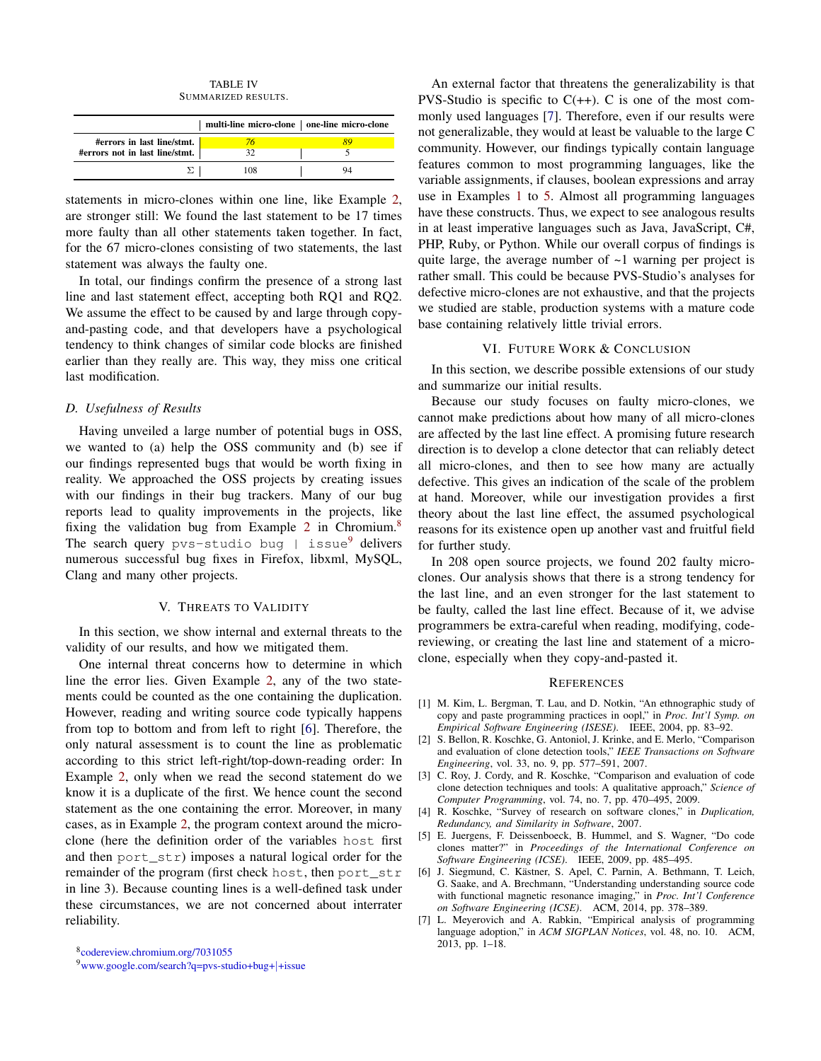TABLE IV
SUMMARIZED RESULTS.

| | multi-line micro-clone | one-line micro-clone |
|---|---|---|
| **#errors in last line/stmt.** | *76* | *89* |
| **#errors not in last line/stmt.** | 32 | 5 |
| Σ | 108 | 94 |

statements in micro-clones within one line, like Example 2, are stronger still: We found the last statement to be 17 times more faulty than all other statements taken together. In fact, for the 67 micro-clones consisting of two statements, the last statement was always the faulty one.

In total, our findings confirm the presence of a strong last line and last statement effect, accepting both RQ1 and RQ2. We assume the effect to be caused by and large through copy-and-pasting code, and that developers have a psychological tendency to think changes of similar code blocks are finished earlier than they really are. This way, they miss one critical last modification.

### D. Usefulness of Results

Having unveiled a large number of potential bugs in OSS, we wanted to (a) help the OSS community and (b) see if our findings represented bugs that would be worth fixing in reality. We approached the OSS projects by creating issues with our findings in their bug trackers. Many of our bug reports lead to quality improvements in the projects, like fixing the validation bug from Example 2 in Chromium.[8] The search query `pvs-studio bug | issue`[9] delivers numerous successful bug fixes in Firefox, libxml, MySQL, Clang and many other projects.

## V. Threats to Validity

In this section, we show internal and external threats to the validity of our results, and how we mitigated them.

One internal threat concerns how to determine in which line the error lies. Given Example 2, any of the two statements could be counted as the one containing the duplication. However, reading and writing source code typically happens from top to bottom and from left to right [6]. Therefore, the only natural assessment is to count the line as problematic according to this strict left-right/top-down-reading order: In Example 2, only when we read the second statement do we know it is a duplicate of the first. We hence count the second statement as the one containing the error. Moreover, in many cases, as in Example 2, the program context around the micro-clone (here the definition order of the variables `host` first and then `port_str`) imposes a natural logical order for the remainder of the program (first check `host`, then `port_str` in line 3). Because counting lines is a well-defined task under these circumstances, we are not concerned about interrater reliability.

An external factor that threatens the generalizability is that PVS-Studio is specific to C(++). C is one of the most commonly used languages [7]. Therefore, even if our results were not generalizable, they would at least be valuable to the large C community. However, our findings typically contain language features common to most programming languages, like the variable assignments, if clauses, boolean expressions and array use in Examples 1 to 5. Almost all programming languages have these constructs. Thus, we expect to see analogous results in at least imperative languages such as Java, JavaScript, C#, PHP, Ruby, or Python. While our overall corpus of findings is quite large, the average number of ~1 warning per project is rather small. This could be because PVS-Studio's analyses for defective micro-clones are not exhaustive, and that the projects we studied are stable, production systems with a mature code base containing relatively little trivial errors.

## VI. Future Work & Conclusion

In this section, we describe possible extensions of our study and summarize our initial results.

Because our study focuses on faulty micro-clones, we cannot make predictions about how many of all micro-clones are affected by the last line effect. A promising future research direction is to develop a clone detector that can reliably detect all micro-clones, and then to see how many are actually defective. This gives an indication of the scale of the problem at hand. Moreover, while our investigation provides a first theory about the last line effect, the assumed psychological reasons for its existence open up another vast and fruitful field for further study.

In 208 open source projects, we found 202 faulty micro-clones. Our analysis shows that there is a strong tendency for the last line, and an even stronger for the last statement to be faulty, called the last line effect. Because of it, we advise programmers be extra-careful when reading, modifying, code-reviewing, or creating the last line and statement of a micro-clone, especially when they copy-and-pasted it.

## References

[1] M. Kim, L. Bergman, T. Lau, and D. Notkin, "An ethnographic study of copy and paste programming practices in oopl," in *Proc. Int'l Symp. on Empirical Software Engineering (ISESE)*. IEEE, 2004, pp. 83–92.

[2] S. Bellon, R. Koschke, G. Antoniol, J. Krinke, and E. Merlo, "Comparison and evaluation of clone detection tools," *IEEE Transactions on Software Engineering*, vol. 33, no. 9, pp. 577–591, 2007.

[3] C. Roy, J. Cordy, and R. Koschke, "Comparison and evaluation of code clone detection techniques and tools: A qualitative approach," *Science of Computer Programming*, vol. 74, no. 7, pp. 470–495, 2009.

[4] R. Koschke, "Survey of research on software clones," in *Duplication, Redundancy, and Similarity in Software*, 2007.

[5] E. Juergens, F. Deissenboeck, B. Hummel, and S. Wagner, "Do code clones matter?" in *Proceedings of the International Conference on Software Engineering (ICSE)*. IEEE, 2009, pp. 485–495.

[6] J. Siegmund, C. Kästner, S. Apel, C. Parnin, A. Bethmann, T. Leich, G. Saake, and A. Brechmann, "Understanding understanding source code with functional magnetic resonance imaging," in *Proc. Int'l Conference on Software Engineering (ICSE)*. ACM, 2014, pp. 378–389.

[7] L. Meyerovich and A. Rabkin, "Empirical analysis of programming language adoption," in *ACM SIGPLAN Notices*, vol. 48, no. 10. ACM, 2013, pp. 1–18.

[8] codereview.chromium.org/7031055

[9] www.google.com/search?q=pvs-studio+bug+|+issue